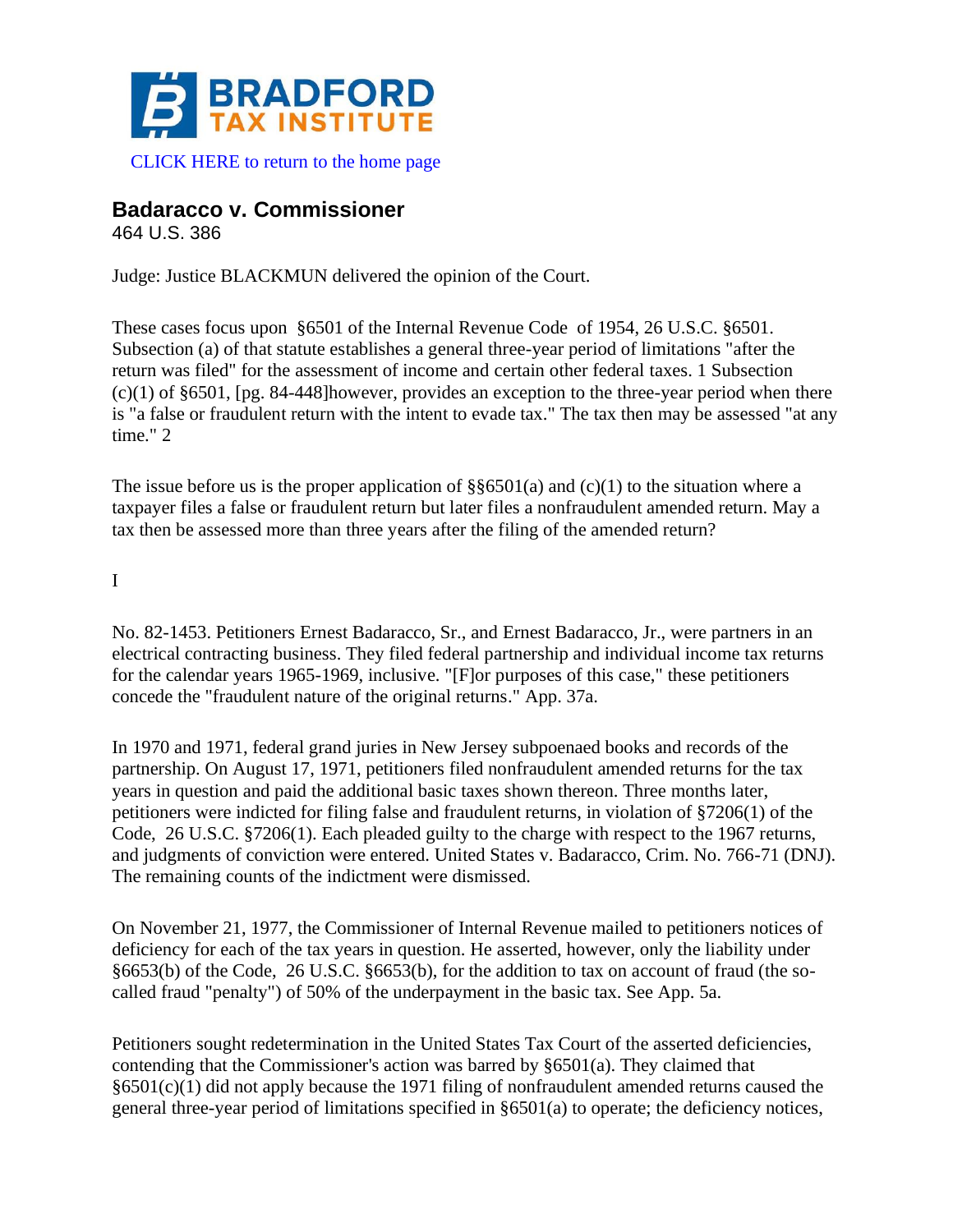BRADFORD TAX INSTITUTE

CLICK HERE to return to the home page

# Badaracco v. Commissioner

464 U.S. 386

Judge: Justice BLACKMUN delivered the opinion of the Court.

These cases focus upon §6501 of the Internal Revenue Code of 1954, 26 U.S.C. §6501. Subsection (a) of that statute establishes a general three-year period of limitations "after the return was filed" for the assessment of income and certain other federal taxes. 1 Subsection (c)(1) of §6501, [pg. 84-448]however, provides an exception to the three-year period when there is "a false or fraudulent return with the intent to evade tax." The tax then may be assessed "at any time." 2

The issue before us is the proper application of §§6501(a) and (c)(1) to the situation where a taxpayer files a false or fraudulent return but later files a nonfraudulent amended return. May a tax then be assessed more than three years after the filing of the amended return?

I

No. 82-1453. Petitioners Ernest Badaracco, Sr., and Ernest Badaracco, Jr., were partners in an electrical contracting business. They filed federal partnership and individual income tax returns for the calendar years 1965-1969, inclusive. "[F]or purposes of this case," these petitioners concede the "fraudulent nature of the original returns." App. 37a.

In 1970 and 1971, federal grand juries in New Jersey subpoenaed books and records of the partnership. On August 17, 1971, petitioners filed nonfraudulent amended returns for the tax years in question and paid the additional basic taxes shown thereon. Three months later, petitioners were indicted for filing false and fraudulent returns, in violation of §7206(1) of the Code, 26 U.S.C. §7206(1). Each pleaded guilty to the charge with respect to the 1967 returns, and judgments of conviction were entered. United States v. Badaracco, Crim. No. 766-71 (DNJ). The remaining counts of the indictment were dismissed.

On November 21, 1977, the Commissioner of Internal Revenue mailed to petitioners notices of deficiency for each of the tax years in question. He asserted, however, only the liability under §6653(b) of the Code, 26 U.S.C. §6653(b), for the addition to tax on account of fraud (the so-called fraud "penalty") of 50% of the underpayment in the basic tax. See App. 5a.

Petitioners sought redetermination in the United States Tax Court of the asserted deficiencies, contending that the Commissioner's action was barred by §6501(a). They claimed that §6501(c)(1) did not apply because the 1971 filing of nonfraudulent amended returns caused the general three-year period of limitations specified in §6501(a) to operate; the deficiency notices,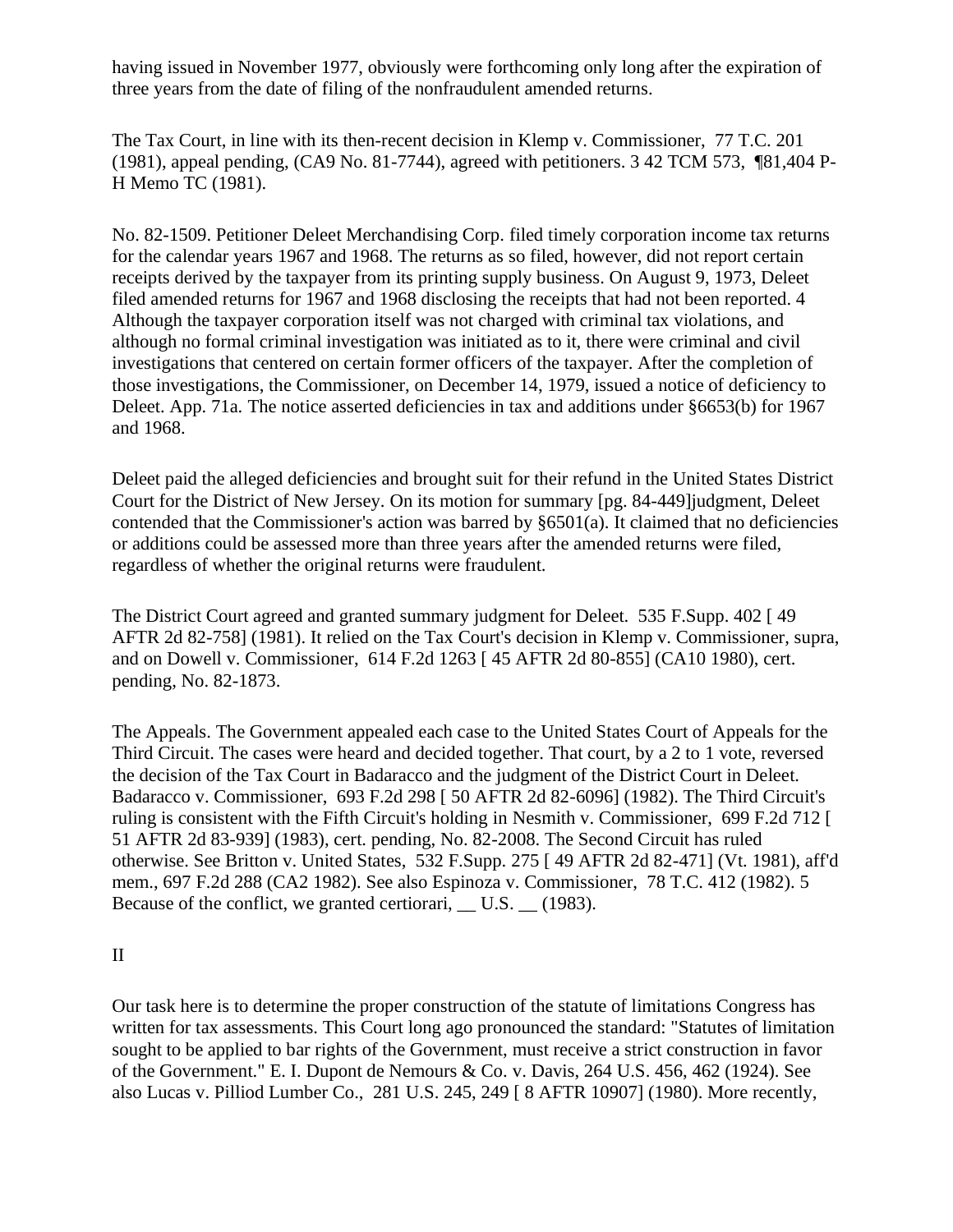having issued in November 1977, obviously were forthcoming only long after the expiration of three years from the date of filing of the nonfraudulent amended returns.

The Tax Court, in line with its then-recent decision in Klemp v. Commissioner, 77 T.C. 201 (1981), appeal pending, (CA9 No. 81-7744), agreed with petitioners. 3 42 TCM 573, ¶81,404 P-H Memo TC (1981).

No. 82-1509. Petitioner Deleet Merchandising Corp. filed timely corporation income tax returns for the calendar years 1967 and 1968. The returns as so filed, however, did not report certain receipts derived by the taxpayer from its printing supply business. On August 9, 1973, Deleet filed amended returns for 1967 and 1968 disclosing the receipts that had not been reported. 4 Although the taxpayer corporation itself was not charged with criminal tax violations, and although no formal criminal investigation was initiated as to it, there were criminal and civil investigations that centered on certain former officers of the taxpayer. After the completion of those investigations, the Commissioner, on December 14, 1979, issued a notice of deficiency to Deleet. App. 71a. The notice asserted deficiencies in tax and additions under §6653(b) for 1967 and 1968.

Deleet paid the alleged deficiencies and brought suit for their refund in the United States District Court for the District of New Jersey. On its motion for summary [pg. 84-449]judgment, Deleet contended that the Commissioner's action was barred by §6501(a). It claimed that no deficiencies or additions could be assessed more than three years after the amended returns were filed, regardless of whether the original returns were fraudulent.

The District Court agreed and granted summary judgment for Deleet. 535 F.Supp. 402 [ 49 AFTR 2d 82-758] (1981). It relied on the Tax Court's decision in Klemp v. Commissioner, supra, and on Dowell v. Commissioner, 614 F.2d 1263 [ 45 AFTR 2d 80-855] (CA10 1980), cert. pending, No. 82-1873.

The Appeals. The Government appealed each case to the United States Court of Appeals for the Third Circuit. The cases were heard and decided together. That court, by a 2 to 1 vote, reversed the decision of the Tax Court in Badaracco and the judgment of the District Court in Deleet. Badaracco v. Commissioner, 693 F.2d 298 [ 50 AFTR 2d 82-6096] (1982). The Third Circuit's ruling is consistent with the Fifth Circuit's holding in Nesmith v. Commissioner, 699 F.2d 712 [ 51 AFTR 2d 83-939] (1983), cert. pending, No. 82-2008. The Second Circuit has ruled otherwise. See Britton v. United States, 532 F.Supp. 275 [ 49 AFTR 2d 82-471] (Vt. 1981), aff'd mem., 697 F.2d 288 (CA2 1982). See also Espinoza v. Commissioner, 78 T.C. 412 (1982). 5 Because of the conflict, we granted certiorari, __ U.S. __ (1983).

## II

Our task here is to determine the proper construction of the statute of limitations Congress has written for tax assessments. This Court long ago pronounced the standard: "Statutes of limitation sought to be applied to bar rights of the Government, must receive a strict construction in favor of the Government." E. I. Dupont de Nemours & Co. v. Davis, 264 U.S. 456, 462 (1924). See also Lucas v. Pilliod Lumber Co., 281 U.S. 245, 249 [ 8 AFTR 10907] (1980). More recently,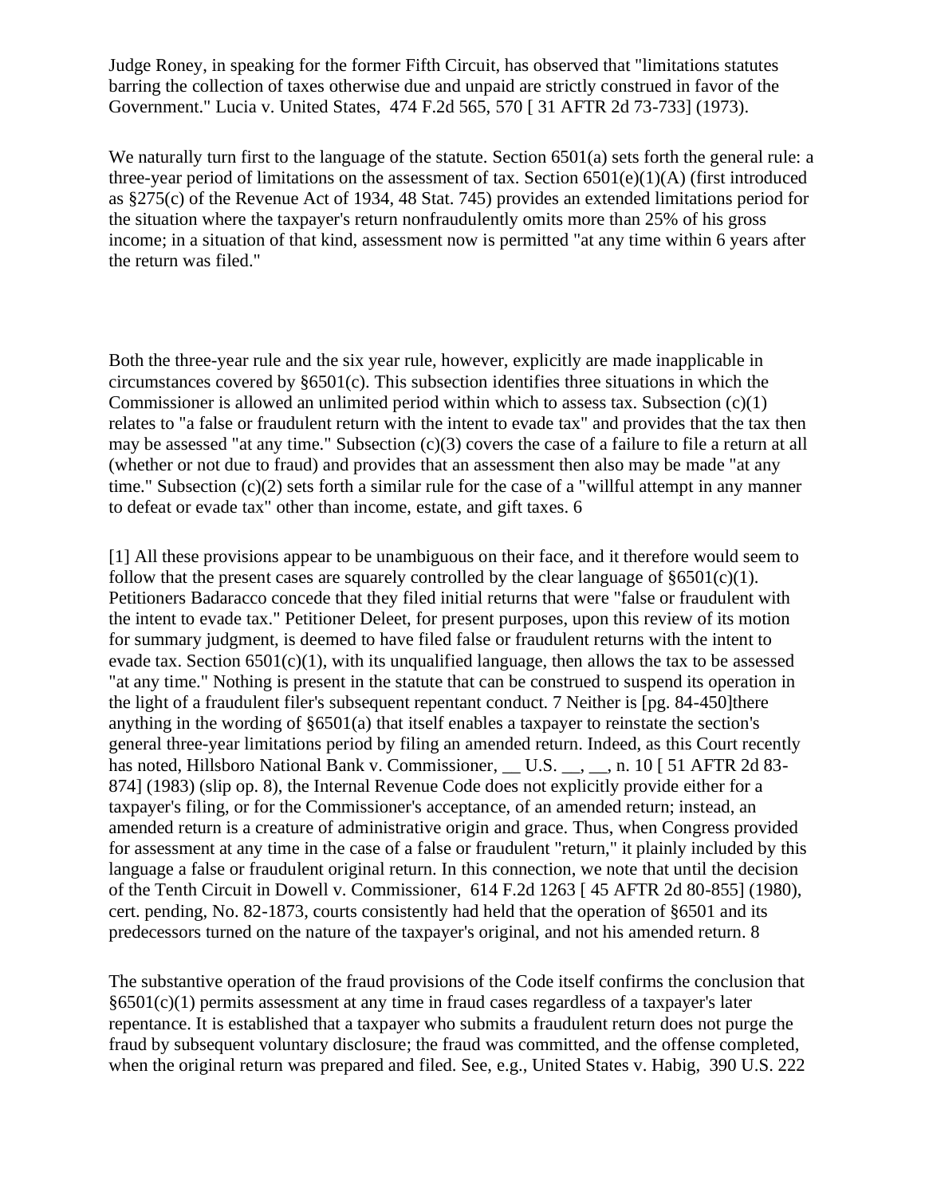Judge Roney, in speaking for the former Fifth Circuit, has observed that "limitations statutes barring the collection of taxes otherwise due and unpaid are strictly construed in favor of the Government." Lucia v. United States, 474 F.2d 565, 570 [ 31 AFTR 2d 73-733] (1973).

We naturally turn first to the language of the statute. Section 6501(a) sets forth the general rule: a three-year period of limitations on the assessment of tax. Section 6501(e)(1)(A) (first introduced as §275(c) of the Revenue Act of 1934, 48 Stat. 745) provides an extended limitations period for the situation where the taxpayer's return nonfraudulently omits more than 25% of his gross income; in a situation of that kind, assessment now is permitted "at any time within 6 years after the return was filed."

Both the three-year rule and the six year rule, however, explicitly are made inapplicable in circumstances covered by §6501(c). This subsection identifies three situations in which the Commissioner is allowed an unlimited period within which to assess tax. Subsection (c)(1) relates to "a false or fraudulent return with the intent to evade tax" and provides that the tax then may be assessed "at any time." Subsection (c)(3) covers the case of a failure to file a return at all (whether or not due to fraud) and provides that an assessment then also may be made "at any time." Subsection (c)(2) sets forth a similar rule for the case of a "willful attempt in any manner to defeat or evade tax" other than income, estate, and gift taxes. 6

[1] All these provisions appear to be unambiguous on their face, and it therefore would seem to follow that the present cases are squarely controlled by the clear language of §6501(c)(1). Petitioners Badaracco concede that they filed initial returns that were "false or fraudulent with the intent to evade tax." Petitioner Deleet, for present purposes, upon this review of its motion for summary judgment, is deemed to have filed false or fraudulent returns with the intent to evade tax. Section 6501(c)(1), with its unqualified language, then allows the tax to be assessed "at any time." Nothing is present in the statute that can be construed to suspend its operation in the light of a fraudulent filer's subsequent repentant conduct. 7 Neither is [pg. 84-450]there anything in the wording of §6501(a) that itself enables a taxpayer to reinstate the section's general three-year limitations period by filing an amended return. Indeed, as this Court recently has noted, Hillsboro National Bank v. Commissioner, __ U.S. __, __, n. 10 [ 51 AFTR 2d 83-874] (1983) (slip op. 8), the Internal Revenue Code does not explicitly provide either for a taxpayer's filing, or for the Commissioner's acceptance, of an amended return; instead, an amended return is a creature of administrative origin and grace. Thus, when Congress provided for assessment at any time in the case of a false or fraudulent "return," it plainly included by this language a false or fraudulent original return. In this connection, we note that until the decision of the Tenth Circuit in Dowell v. Commissioner, 614 F.2d 1263 [ 45 AFTR 2d 80-855] (1980), cert. pending, No. 82-1873, courts consistently had held that the operation of §6501 and its predecessors turned on the nature of the taxpayer's original, and not his amended return. 8

The substantive operation of the fraud provisions of the Code itself confirms the conclusion that §6501(c)(1) permits assessment at any time in fraud cases regardless of a taxpayer's later repentance. It is established that a taxpayer who submits a fraudulent return does not purge the fraud by subsequent voluntary disclosure; the fraud was committed, and the offense completed, when the original return was prepared and filed. See, e.g., United States v. Habig, 390 U.S. 222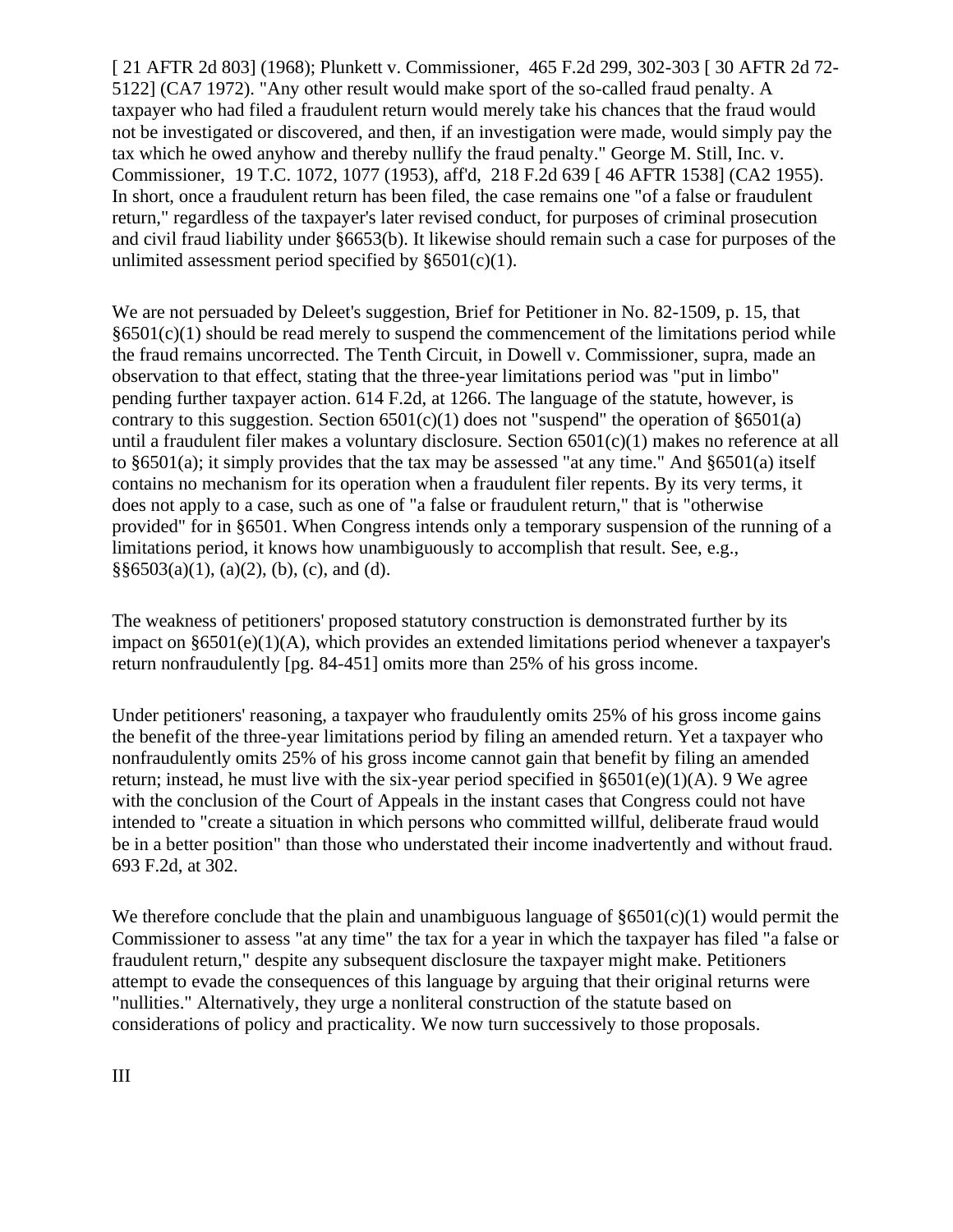[ 21 AFTR 2d 803] (1968); Plunkett v. Commissioner, 465 F.2d 299, 302-303 [ 30 AFTR 2d 72-5122] (CA7 1972). "Any other result would make sport of the so-called fraud penalty. A taxpayer who had filed a fraudulent return would merely take his chances that the fraud would not be investigated or discovered, and then, if an investigation were made, would simply pay the tax which he owed anyhow and thereby nullify the fraud penalty." George M. Still, Inc. v. Commissioner, 19 T.C. 1072, 1077 (1953), aff'd, 218 F.2d 639 [ 46 AFTR 1538] (CA2 1955). In short, once a fraudulent return has been filed, the case remains one "of a false or fraudulent return," regardless of the taxpayer's later revised conduct, for purposes of criminal prosecution and civil fraud liability under §6653(b). It likewise should remain such a case for purposes of the unlimited assessment period specified by §6501(c)(1).

We are not persuaded by Deleet's suggestion, Brief for Petitioner in No. 82-1509, p. 15, that §6501(c)(1) should be read merely to suspend the commencement of the limitations period while the fraud remains uncorrected. The Tenth Circuit, in Dowell v. Commissioner, supra, made an observation to that effect, stating that the three-year limitations period was "put in limbo" pending further taxpayer action. 614 F.2d, at 1266. The language of the statute, however, is contrary to this suggestion. Section 6501(c)(1) does not "suspend" the operation of §6501(a) until a fraudulent filer makes a voluntary disclosure. Section 6501(c)(1) makes no reference at all to §6501(a); it simply provides that the tax may be assessed "at any time." And §6501(a) itself contains no mechanism for its operation when a fraudulent filer repents. By its very terms, it does not apply to a case, such as one of "a false or fraudulent return," that is "otherwise provided" for in §6501. When Congress intends only a temporary suspension of the running of a limitations period, it knows how unambiguously to accomplish that result. See, e.g., §§6503(a)(1), (a)(2), (b), (c), and (d).

The weakness of petitioners' proposed statutory construction is demonstrated further by its impact on §6501(e)(1)(A), which provides an extended limitations period whenever a taxpayer's return nonfraudulently [pg. 84-451] omits more than 25% of his gross income.

Under petitioners' reasoning, a taxpayer who fraudulently omits 25% of his gross income gains the benefit of the three-year limitations period by filing an amended return. Yet a taxpayer who nonfraudulently omits 25% of his gross income cannot gain that benefit by filing an amended return; instead, he must live with the six-year period specified in §6501(e)(1)(A). 9 We agree with the conclusion of the Court of Appeals in the instant cases that Congress could not have intended to "create a situation in which persons who committed willful, deliberate fraud would be in a better position" than those who understated their income inadvertently and without fraud. 693 F.2d, at 302.

We therefore conclude that the plain and unambiguous language of §6501(c)(1) would permit the Commissioner to assess "at any time" the tax for a year in which the taxpayer has filed "a false or fraudulent return," despite any subsequent disclosure the taxpayer might make. Petitioners attempt to evade the consequences of this language by arguing that their original returns were "nullities." Alternatively, they urge a nonliteral construction of the statute based on considerations of policy and practicality. We now turn successively to those proposals.

## III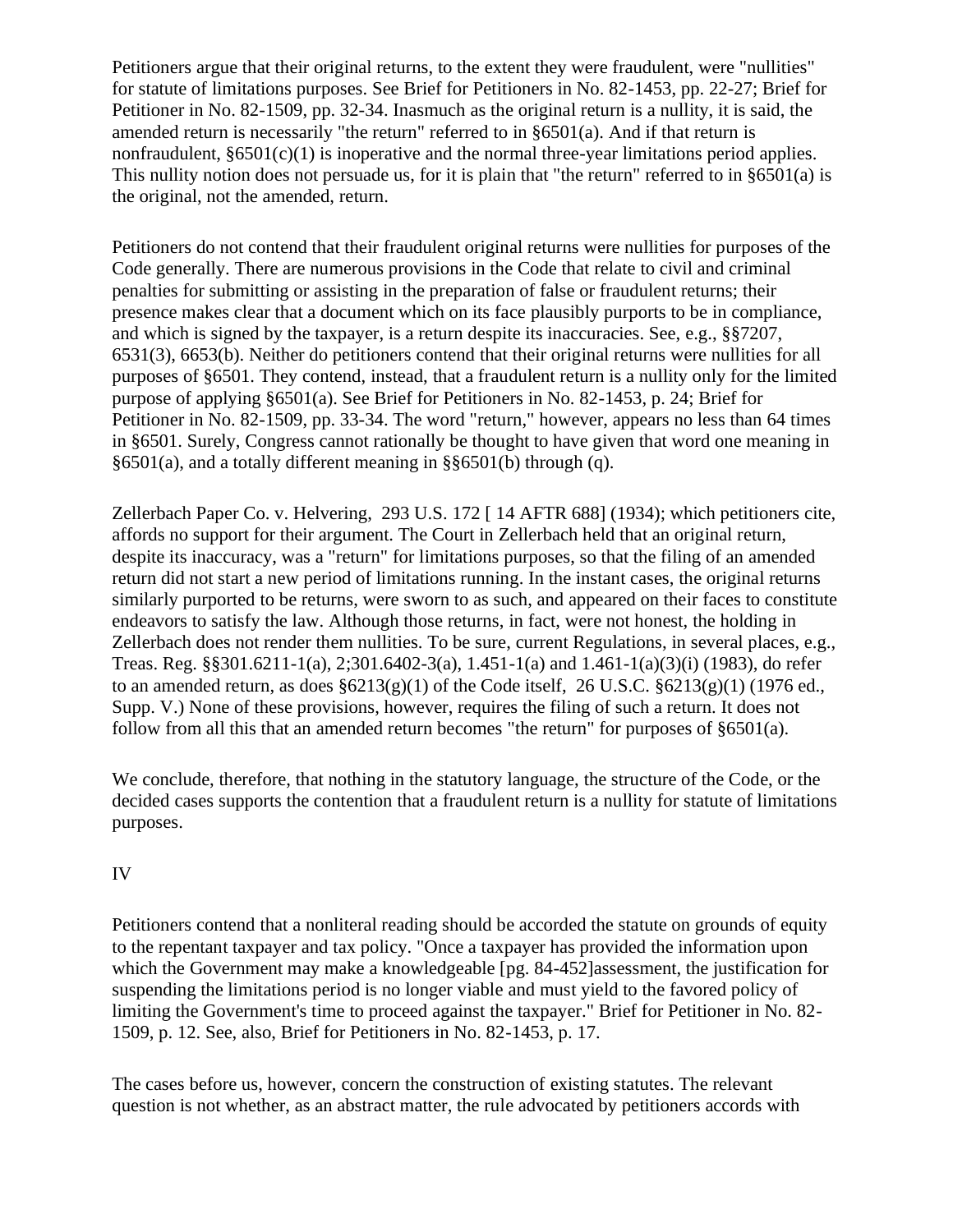Petitioners argue that their original returns, to the extent they were fraudulent, were "nullities" for statute of limitations purposes. See Brief for Petitioners in No. 82-1453, pp. 22-27; Brief for Petitioner in No. 82-1509, pp. 32-34. Inasmuch as the original return is a nullity, it is said, the amended return is necessarily "the return" referred to in §6501(a). And if that return is nonfraudulent, §6501(c)(1) is inoperative and the normal three-year limitations period applies. This nullity notion does not persuade us, for it is plain that "the return" referred to in §6501(a) is the original, not the amended, return.

Petitioners do not contend that their fraudulent original returns were nullities for purposes of the Code generally. There are numerous provisions in the Code that relate to civil and criminal penalties for submitting or assisting in the preparation of false or fraudulent returns; their presence makes clear that a document which on its face plausibly purports to be in compliance, and which is signed by the taxpayer, is a return despite its inaccuracies. See, e.g., §§7207, 6531(3), 6653(b). Neither do petitioners contend that their original returns were nullities for all purposes of §6501. They contend, instead, that a fraudulent return is a nullity only for the limited purpose of applying §6501(a). See Brief for Petitioners in No. 82-1453, p. 24; Brief for Petitioner in No. 82-1509, pp. 33-34. The word "return," however, appears no less than 64 times in §6501. Surely, Congress cannot rationally be thought to have given that word one meaning in §6501(a), and a totally different meaning in §§6501(b) through (q).

Zellerbach Paper Co. v. Helvering, 293 U.S. 172 [ 14 AFTR 688] (1934); which petitioners cite, affords no support for their argument. The Court in Zellerbach held that an original return, despite its inaccuracy, was a "return" for limitations purposes, so that the filing of an amended return did not start a new period of limitations running. In the instant cases, the original returns similarly purported to be returns, were sworn to as such, and appeared on their faces to constitute endeavors to satisfy the law. Although those returns, in fact, were not honest, the holding in Zellerbach does not render them nullities. To be sure, current Regulations, in several places, e.g., Treas. Reg. §§301.6211-1(a), 2;301.6402-3(a), 1.451-1(a) and 1.461-1(a)(3)(i) (1983), do refer to an amended return, as does §6213(g)(1) of the Code itself, 26 U.S.C. §6213(g)(1) (1976 ed., Supp. V.) None of these provisions, however, requires the filing of such a return. It does not follow from all this that an amended return becomes "the return" for purposes of §6501(a).

We conclude, therefore, that nothing in the statutory language, the structure of the Code, or the decided cases supports the contention that a fraudulent return is a nullity for statute of limitations purposes.

IV

Petitioners contend that a nonliteral reading should be accorded the statute on grounds of equity to the repentant taxpayer and tax policy. "Once a taxpayer has provided the information upon which the Government may make a knowledgeable [pg. 84-452]assessment, the justification for suspending the limitations period is no longer viable and must yield to the favored policy of limiting the Government's time to proceed against the taxpayer." Brief for Petitioner in No. 82-1509, p. 12. See, also, Brief for Petitioners in No. 82-1453, p. 17.

The cases before us, however, concern the construction of existing statutes. The relevant question is not whether, as an abstract matter, the rule advocated by petitioners accords with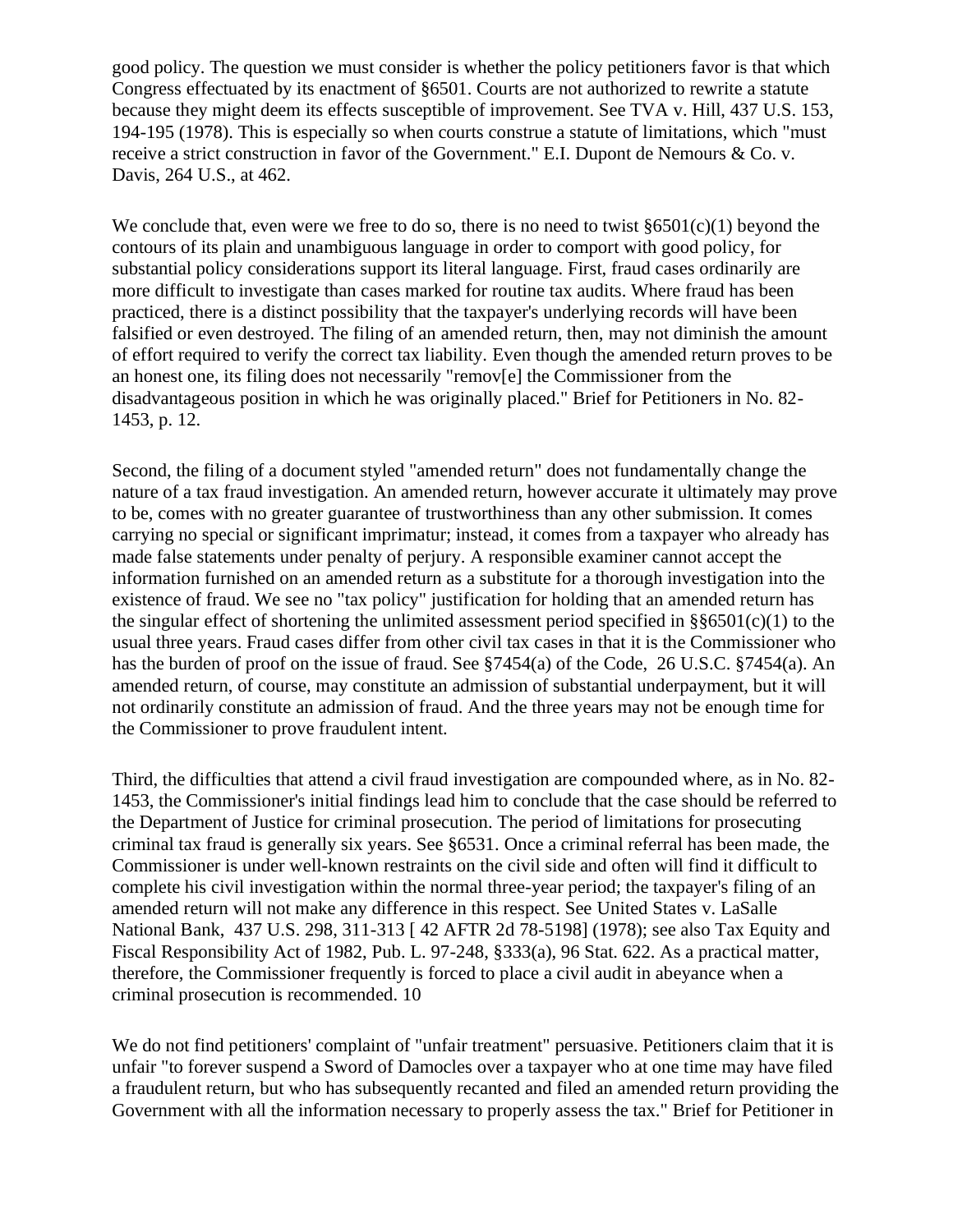good policy. The question we must consider is whether the policy petitioners favor is that which Congress effectuated by its enactment of §6501. Courts are not authorized to rewrite a statute because they might deem its effects susceptible of improvement. See TVA v. Hill, 437 U.S. 153, 194-195 (1978). This is especially so when courts construe a statute of limitations, which "must receive a strict construction in favor of the Government." E.I. Dupont de Nemours & Co. v. Davis, 264 U.S., at 462.

We conclude that, even were we free to do so, there is no need to twist §6501(c)(1) beyond the contours of its plain and unambiguous language in order to comport with good policy, for substantial policy considerations support its literal language. First, fraud cases ordinarily are more difficult to investigate than cases marked for routine tax audits. Where fraud has been practiced, there is a distinct possibility that the taxpayer's underlying records will have been falsified or even destroyed. The filing of an amended return, then, may not diminish the amount of effort required to verify the correct tax liability. Even though the amended return proves to be an honest one, its filing does not necessarily "remov[e] the Commissioner from the disadvantageous position in which he was originally placed." Brief for Petitioners in No. 82-1453, p. 12.

Second, the filing of a document styled "amended return" does not fundamentally change the nature of a tax fraud investigation. An amended return, however accurate it ultimately may prove to be, comes with no greater guarantee of trustworthiness than any other submission. It comes carrying no special or significant imprimatur; instead, it comes from a taxpayer who already has made false statements under penalty of perjury. A responsible examiner cannot accept the information furnished on an amended return as a substitute for a thorough investigation into the existence of fraud. We see no "tax policy" justification for holding that an amended return has the singular effect of shortening the unlimited assessment period specified in §§6501(c)(1) to the usual three years. Fraud cases differ from other civil tax cases in that it is the Commissioner who has the burden of proof on the issue of fraud. See §7454(a) of the Code, 26 U.S.C. §7454(a). An amended return, of course, may constitute an admission of substantial underpayment, but it will not ordinarily constitute an admission of fraud. And the three years may not be enough time for the Commissioner to prove fraudulent intent.

Third, the difficulties that attend a civil fraud investigation are compounded where, as in No. 82-1453, the Commissioner's initial findings lead him to conclude that the case should be referred to the Department of Justice for criminal prosecution. The period of limitations for prosecuting criminal tax fraud is generally six years. See §6531. Once a criminal referral has been made, the Commissioner is under well-known restraints on the civil side and often will find it difficult to complete his civil investigation within the normal three-year period; the taxpayer's filing of an amended return will not make any difference in this respect. See United States v. LaSalle National Bank, 437 U.S. 298, 311-313 [ 42 AFTR 2d 78-5198] (1978); see also Tax Equity and Fiscal Responsibility Act of 1982, Pub. L. 97-248, §333(a), 96 Stat. 622. As a practical matter, therefore, the Commissioner frequently is forced to place a civil audit in abeyance when a criminal prosecution is recommended. 10

We do not find petitioners' complaint of "unfair treatment" persuasive. Petitioners claim that it is unfair "to forever suspend a Sword of Damocles over a taxpayer who at one time may have filed a fraudulent return, but who has subsequently recanted and filed an amended return providing the Government with all the information necessary to properly assess the tax." Brief for Petitioner in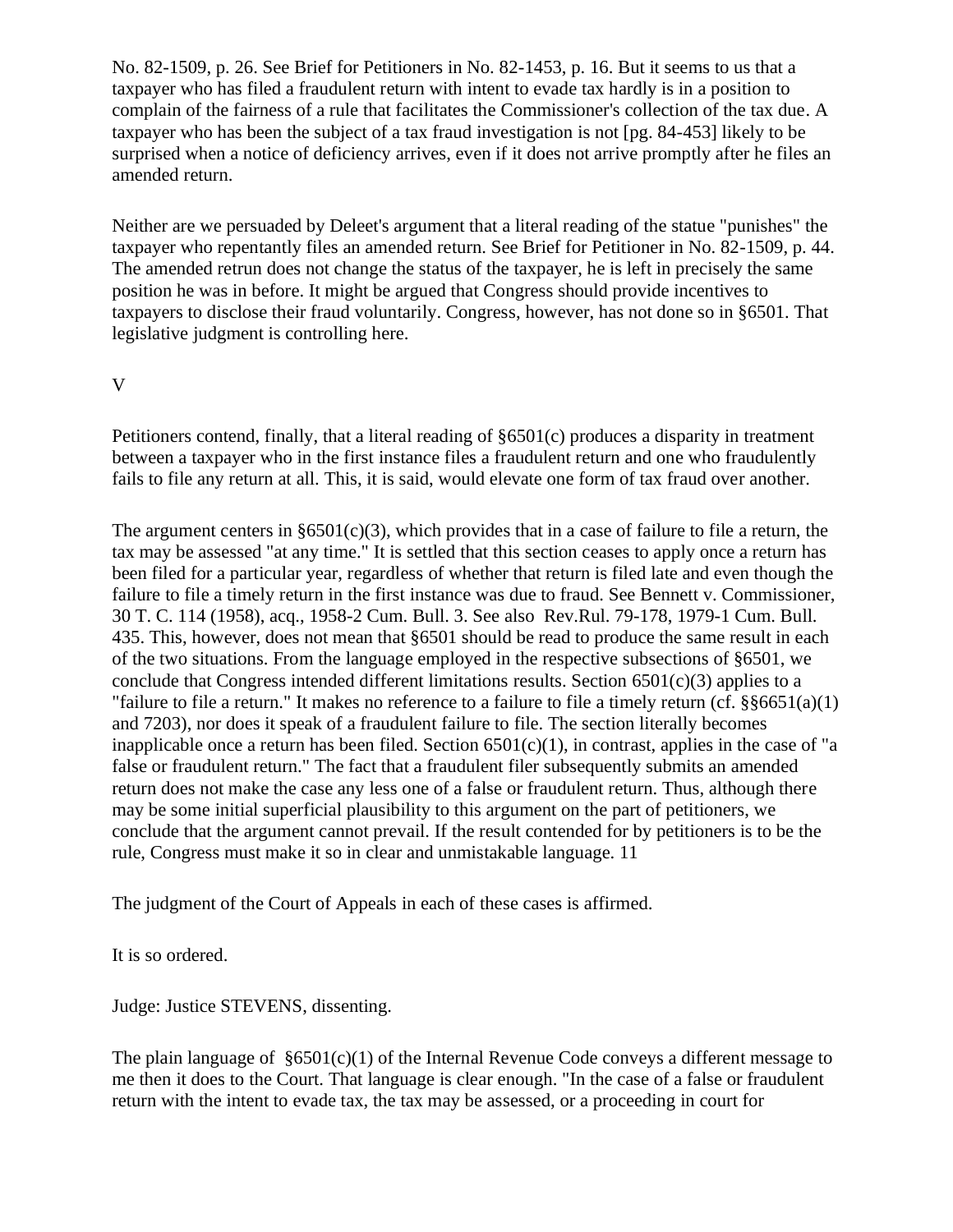No. 82-1509, p. 26. See Brief for Petitioners in No. 82-1453, p. 16. But it seems to us that a taxpayer who has filed a fraudulent return with intent to evade tax hardly is in a position to complain of the fairness of a rule that facilitates the Commissioner's collection of the tax due. A taxpayer who has been the subject of a tax fraud investigation is not [pg. 84-453] likely to be surprised when a notice of deficiency arrives, even if it does not arrive promptly after he files an amended return.

Neither are we persuaded by Deleet's argument that a literal reading of the statue "punishes" the taxpayer who repentantly files an amended return. See Brief for Petitioner in No. 82-1509, p. 44. The amended retrun does not change the status of the taxpayer, he is left in precisely the same position he was in before. It might be argued that Congress should provide incentives to taxpayers to disclose their fraud voluntarily. Congress, however, has not done so in §6501. That legislative judgment is controlling here.

V

Petitioners contend, finally, that a literal reading of §6501(c) produces a disparity in treatment between a taxpayer who in the first instance files a fraudulent return and one who fraudulently fails to file any return at all. This, it is said, would elevate one form of tax fraud over another.

The argument centers in §6501(c)(3), which provides that in a case of failure to file a return, the tax may be assessed "at any time." It is settled that this section ceases to apply once a return has been filed for a particular year, regardless of whether that return is filed late and even though the failure to file a timely return in the first instance was due to fraud. See Bennett v. Commissioner, 30 T. C. 114 (1958), acq., 1958-2 Cum. Bull. 3. See also Rev.Rul. 79-178, 1979-1 Cum. Bull. 435. This, however, does not mean that §6501 should be read to produce the same result in each of the two situations. From the language employed in the respective subsections of §6501, we conclude that Congress intended different limitations results. Section 6501(c)(3) applies to a "failure to file a return." It makes no reference to a failure to file a timely return (cf. §§6651(a)(1) and 7203), nor does it speak of a fraudulent failure to file. The section literally becomes inapplicable once a return has been filed. Section 6501(c)(1), in contrast, applies in the case of "a false or fraudulent return." The fact that a fraudulent filer subsequently submits an amended return does not make the case any less one of a false or fraudulent return. Thus, although there may be some initial superficial plausibility to this argument on the part of petitioners, we conclude that the argument cannot prevail. If the result contended for by petitioners is to be the rule, Congress must make it so in clear and unmistakable language. 11

The judgment of the Court of Appeals in each of these cases is affirmed.

It is so ordered.

Judge: Justice STEVENS, dissenting.

The plain language of §6501(c)(1) of the Internal Revenue Code conveys a different message to me then it does to the Court. That language is clear enough. "In the case of a false or fraudulent return with the intent to evade tax, the tax may be assessed, or a proceeding in court for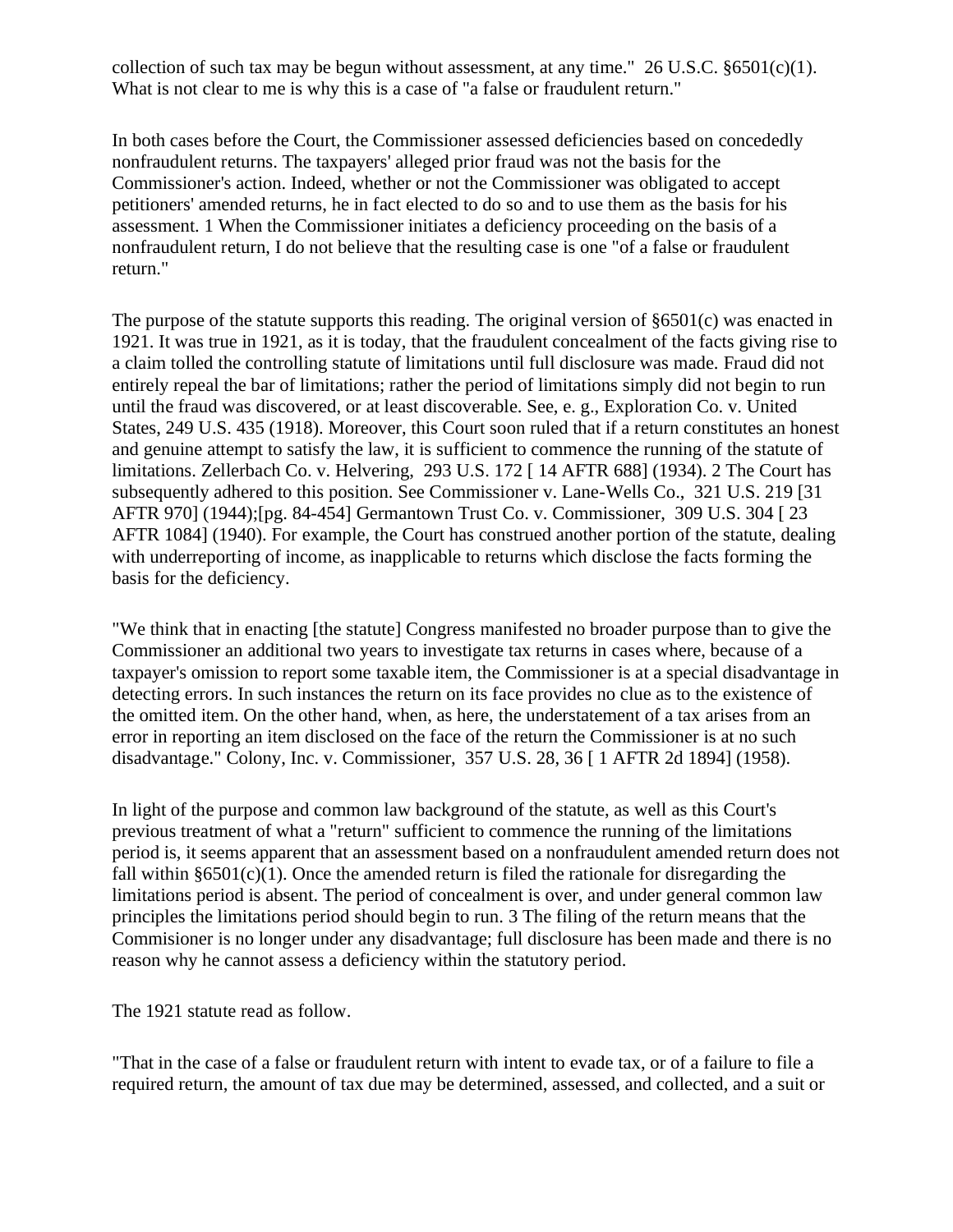collection of such tax may be begun without assessment, at any time." 26 U.S.C. §6501(c)(1). What is not clear to me is why this is a case of "a false or fraudulent return."

In both cases before the Court, the Commissioner assessed deficiencies based on concededly nonfraudulent returns. The taxpayers' alleged prior fraud was not the basis for the Commissioner's action. Indeed, whether or not the Commissioner was obligated to accept petitioners' amended returns, he in fact elected to do so and to use them as the basis for his assessment. 1 When the Commissioner initiates a deficiency proceeding on the basis of a nonfraudulent return, I do not believe that the resulting case is one "of a false or fraudulent return."

The purpose of the statute supports this reading. The original version of §6501(c) was enacted in 1921. It was true in 1921, as it is today, that the fraudulent concealment of the facts giving rise to a claim tolled the controlling statute of limitations until full disclosure was made. Fraud did not entirely repeal the bar of limitations; rather the period of limitations simply did not begin to run until the fraud was discovered, or at least discoverable. See, e. g., Exploration Co. v. United States, 249 U.S. 435 (1918). Moreover, this Court soon ruled that if a return constitutes an honest and genuine attempt to satisfy the law, it is sufficient to commence the running of the statute of limitations. Zellerbach Co. v. Helvering, 293 U.S. 172 [ 14 AFTR 688] (1934). 2 The Court has subsequently adhered to this position. See Commissioner v. Lane-Wells Co., 321 U.S. 219 [31 AFTR 970] (1944);[pg. 84-454] Germantown Trust Co. v. Commissioner, 309 U.S. 304 [ 23 AFTR 1084] (1940). For example, the Court has construed another portion of the statute, dealing with underreporting of income, as inapplicable to returns which disclose the facts forming the basis for the deficiency.

"We think that in enacting [the statute] Congress manifested no broader purpose than to give the Commissioner an additional two years to investigate tax returns in cases where, because of a taxpayer's omission to report some taxable item, the Commissioner is at a special disadvantage in detecting errors. In such instances the return on its face provides no clue as to the existence of the omitted item. On the other hand, when, as here, the understatement of a tax arises from an error in reporting an item disclosed on the face of the return the Commissioner is at no such disadvantage." Colony, Inc. v. Commissioner, 357 U.S. 28, 36 [ 1 AFTR 2d 1894] (1958).

In light of the purpose and common law background of the statute, as well as this Court's previous treatment of what a "return" sufficient to commence the running of the limitations period is, it seems apparent that an assessment based on a nonfraudulent amended return does not fall within §6501(c)(1). Once the amended return is filed the rationale for disregarding the limitations period is absent. The period of concealment is over, and under general common law principles the limitations period should begin to run. 3 The filing of the return means that the Commisioner is no longer under any disadvantage; full disclosure has been made and there is no reason why he cannot assess a deficiency within the statutory period.

The 1921 statute read as follow.

"That in the case of a false or fraudulent return with intent to evade tax, or of a failure to file a required return, the amount of tax due may be determined, assessed, and collected, and a suit or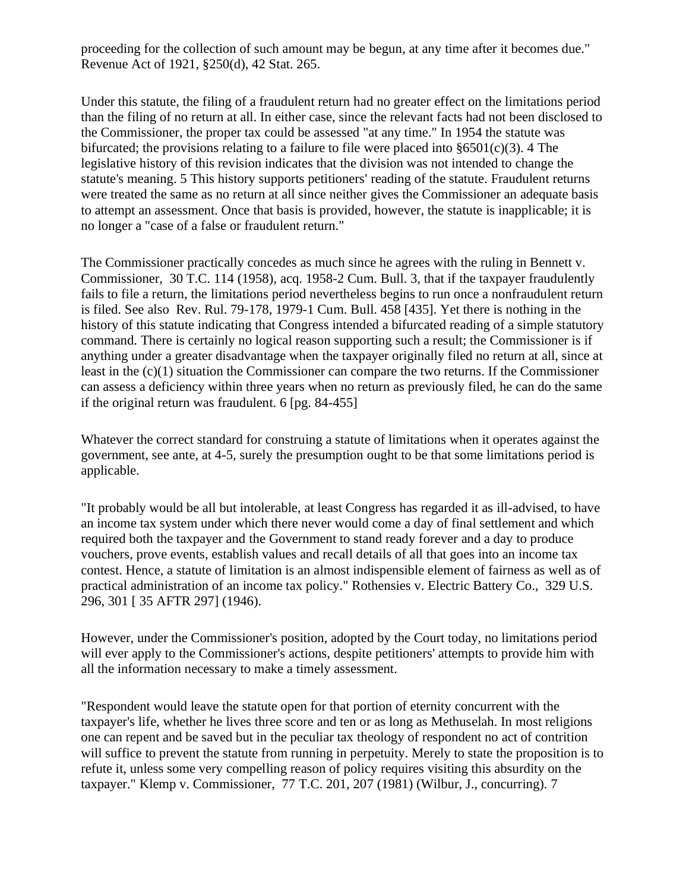proceeding for the collection of such amount may be begun, at any time after it becomes due." Revenue Act of 1921, §250(d), 42 Stat. 265.

Under this statute, the filing of a fraudulent return had no greater effect on the limitations period than the filing of no return at all. In either case, since the relevant facts had not been disclosed to the Commissioner, the proper tax could be assessed "at any time." In 1954 the statute was bifurcated; the provisions relating to a failure to file were placed into §6501(c)(3). 4 The legislative history of this revision indicates that the division was not intended to change the statute's meaning. 5 This history supports petitioners' reading of the statute. Fraudulent returns were treated the same as no return at all since neither gives the Commissioner an adequate basis to attempt an assessment. Once that basis is provided, however, the statute is inapplicable; it is no longer a "case of a false or fraudulent return."

The Commissioner practically concedes as much since he agrees with the ruling in Bennett v. Commissioner, 30 T.C. 114 (1958), acq. 1958-2 Cum. Bull. 3, that if the taxpayer fraudulently fails to file a return, the limitations period nevertheless begins to run once a nonfraudulent return is filed. See also Rev. Rul. 79-178, 1979-1 Cum. Bull. 458 [435]. Yet there is nothing in the history of this statute indicating that Congress intended a bifurcated reading of a simple statutory command. There is certainly no logical reason supporting such a result; the Commissioner is if anything under a greater disadvantage when the taxpayer originally filed no return at all, since at least in the (c)(1) situation the Commissioner can compare the two returns. If the Commissioner can assess a deficiency within three years when no return as previously filed, he can do the same if the original return was fraudulent. 6 [pg. 84-455]

Whatever the correct standard for construing a statute of limitations when it operates against the government, see ante, at 4-5, surely the presumption ought to be that some limitations period is applicable.

"It probably would be all but intolerable, at least Congress has regarded it as ill-advised, to have an income tax system under which there never would come a day of final settlement and which required both the taxpayer and the Government to stand ready forever and a day to produce vouchers, prove events, establish values and recall details of all that goes into an income tax contest. Hence, a statute of limitation is an almost indispensible element of fairness as well as of practical administration of an income tax policy." Rothensies v. Electric Battery Co., 329 U.S. 296, 301 [ 35 AFTR 297] (1946).

However, under the Commissioner's position, adopted by the Court today, no limitations period will ever apply to the Commissioner's actions, despite petitioners' attempts to provide him with all the information necessary to make a timely assessment.

"Respondent would leave the statute open for that portion of eternity concurrent with the taxpayer's life, whether he lives three score and ten or as long as Methuselah. In most religions one can repent and be saved but in the peculiar tax theology of respondent no act of contrition will suffice to prevent the statute from running in perpetuity. Merely to state the proposition is to refute it, unless some very compelling reason of policy requires visiting this absurdity on the taxpayer." Klemp v. Commissioner, 77 T.C. 201, 207 (1981) (Wilbur, J., concurring). 7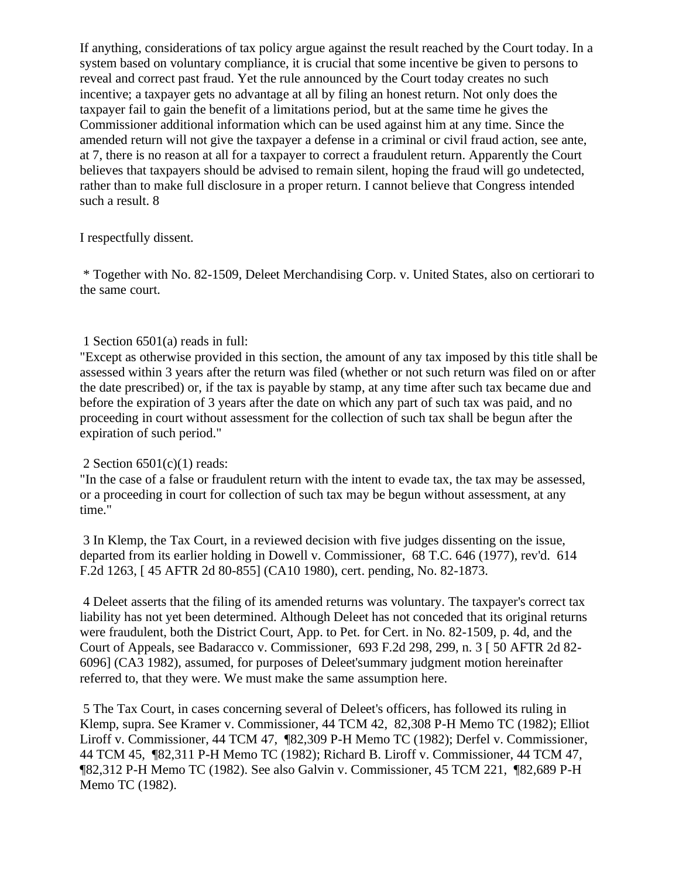If anything, considerations of tax policy argue against the result reached by the Court today. In a system based on voluntary compliance, it is crucial that some incentive be given to persons to reveal and correct past fraud. Yet the rule announced by the Court today creates no such incentive; a taxpayer gets no advantage at all by filing an honest return. Not only does the taxpayer fail to gain the benefit of a limitations period, but at the same time he gives the Commissioner additional information which can be used against him at any time. Since the amended return will not give the taxpayer a defense in a criminal or civil fraud action, see ante, at 7, there is no reason at all for a taxpayer to correct a fraudulent return. Apparently the Court believes that taxpayers should be advised to remain silent, hoping the fraud will go undetected, rather than to make full disclosure in a proper return. I cannot believe that Congress intended such a result. 8

I respectfully dissent.

* Together with No. 82-1509, Deleet Merchandising Corp. v. United States, also on certiorari to the same court.

1 Section 6501(a) reads in full:
"Except as otherwise provided in this section, the amount of any tax imposed by this title shall be assessed within 3 years after the return was filed (whether or not such return was filed on or after the date prescribed) or, if the tax is payable by stamp, at any time after such tax became due and before the expiration of 3 years after the date on which any part of such tax was paid, and no proceeding in court without assessment for the collection of such tax shall be begun after the expiration of such period."

2 Section 6501(c)(1) reads:
"In the case of a false or fraudulent return with the intent to evade tax, the tax may be assessed, or a proceeding in court for collection of such tax may be begun without assessment, at any time."

3 In Klemp, the Tax Court, in a reviewed decision with five judges dissenting on the issue, departed from its earlier holding in Dowell v. Commissioner, 68 T.C. 646 (1977), rev'd. 614 F.2d 1263, [ 45 AFTR 2d 80-855] (CA10 1980), cert. pending, No. 82-1873.

4 Deleet asserts that the filing of its amended returns was voluntary. The taxpayer's correct tax liability has not yet been determined. Although Deleet has not conceded that its original returns were fraudulent, both the District Court, App. to Pet. for Cert. in No. 82-1509, p. 4d, and the Court of Appeals, see Badaracco v. Commissioner, 693 F.2d 298, 299, n. 3 [ 50 AFTR 2d 82-6096] (CA3 1982), assumed, for purposes of Deleet'summary judgment motion hereinafter referred to, that they were. We must make the same assumption here.

5 The Tax Court, in cases concerning several of Deleet's officers, has followed its ruling in Klemp, supra. See Kramer v. Commissioner, 44 TCM 42, 82,308 P-H Memo TC (1982); Elliot Liroff v. Commissioner, 44 TCM 47, ¶82,309 P-H Memo TC (1982); Derfel v. Commissioner, 44 TCM 45, ¶82,311 P-H Memo TC (1982); Richard B. Liroff v. Commissioner, 44 TCM 47, ¶82,312 P-H Memo TC (1982). See also Galvin v. Commissioner, 45 TCM 221, ¶82,689 P-H Memo TC (1982).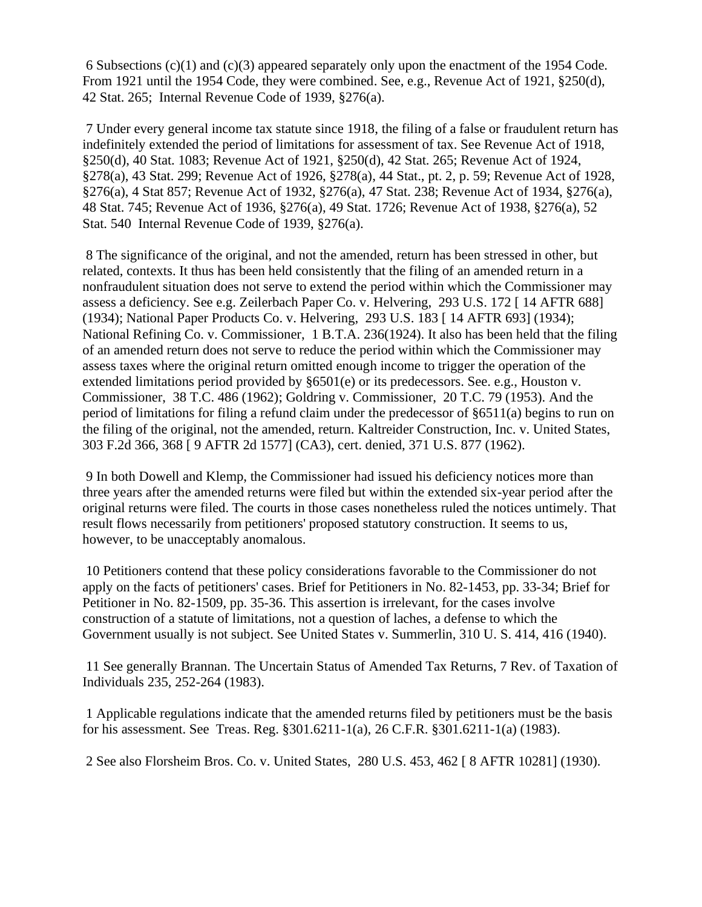6 Subsections (c)(1) and (c)(3) appeared separately only upon the enactment of the 1954 Code. From 1921 until the 1954 Code, they were combined. See, e.g., Revenue Act of 1921, §250(d), 42 Stat. 265; Internal Revenue Code of 1939, §276(a).

7 Under every general income tax statute since 1918, the filing of a false or fraudulent return has indefinitely extended the period of limitations for assessment of tax. See Revenue Act of 1918, §250(d), 40 Stat. 1083; Revenue Act of 1921, §250(d), 42 Stat. 265; Revenue Act of 1924, §278(a), 43 Stat. 299; Revenue Act of 1926, §278(a), 44 Stat., pt. 2, p. 59; Revenue Act of 1928, §276(a), 4 Stat 857; Revenue Act of 1932, §276(a), 47 Stat. 238; Revenue Act of 1934, §276(a), 48 Stat. 745; Revenue Act of 1936, §276(a), 49 Stat. 1726; Revenue Act of 1938, §276(a), 52 Stat. 540 Internal Revenue Code of 1939, §276(a).

8 The significance of the original, and not the amended, return has been stressed in other, but related, contexts. It thus has been held consistently that the filing of an amended return in a nonfraudulent situation does not serve to extend the period within which the Commissioner may assess a deficiency. See e.g. Zeilerbach Paper Co. v. Helvering, 293 U.S. 172 [ 14 AFTR 688] (1934); National Paper Products Co. v. Helvering, 293 U.S. 183 [ 14 AFTR 693] (1934); National Refining Co. v. Commissioner, 1 B.T.A. 236(1924). It also has been held that the filing of an amended return does not serve to reduce the period within which the Commissioner may assess taxes where the original return omitted enough income to trigger the operation of the extended limitations period provided by §6501(e) or its predecessors. See. e.g., Houston v. Commissioner, 38 T.C. 486 (1962); Goldring v. Commissioner, 20 T.C. 79 (1953). And the period of limitations for filing a refund claim under the predecessor of §6511(a) begins to run on the filing of the original, not the amended, return. Kaltreider Construction, Inc. v. United States, 303 F.2d 366, 368 [ 9 AFTR 2d 1577] (CA3), cert. denied, 371 U.S. 877 (1962).

9 In both Dowell and Klemp, the Commissioner had issued his deficiency notices more than three years after the amended returns were filed but within the extended six-year period after the original returns were filed. The courts in those cases nonetheless ruled the notices untimely. That result flows necessarily from petitioners' proposed statutory construction. It seems to us, however, to be unacceptably anomalous.

10 Petitioners contend that these policy considerations favorable to the Commissioner do not apply on the facts of petitioners' cases. Brief for Petitioners in No. 82-1453, pp. 33-34; Brief for Petitioner in No. 82-1509, pp. 35-36. This assertion is irrelevant, for the cases involve construction of a statute of limitations, not a question of laches, a defense to which the Government usually is not subject. See United States v. Summerlin, 310 U. S. 414, 416 (1940).

11 See generally Brannan. The Uncertain Status of Amended Tax Returns, 7 Rev. of Taxation of Individuals 235, 252-264 (1983).

1 Applicable regulations indicate that the amended returns filed by petitioners must be the basis for his assessment. See Treas. Reg. §301.6211-1(a), 26 C.F.R. §301.6211-1(a) (1983).

2 See also Florsheim Bros. Co. v. United States, 280 U.S. 453, 462 [ 8 AFTR 10281] (1930).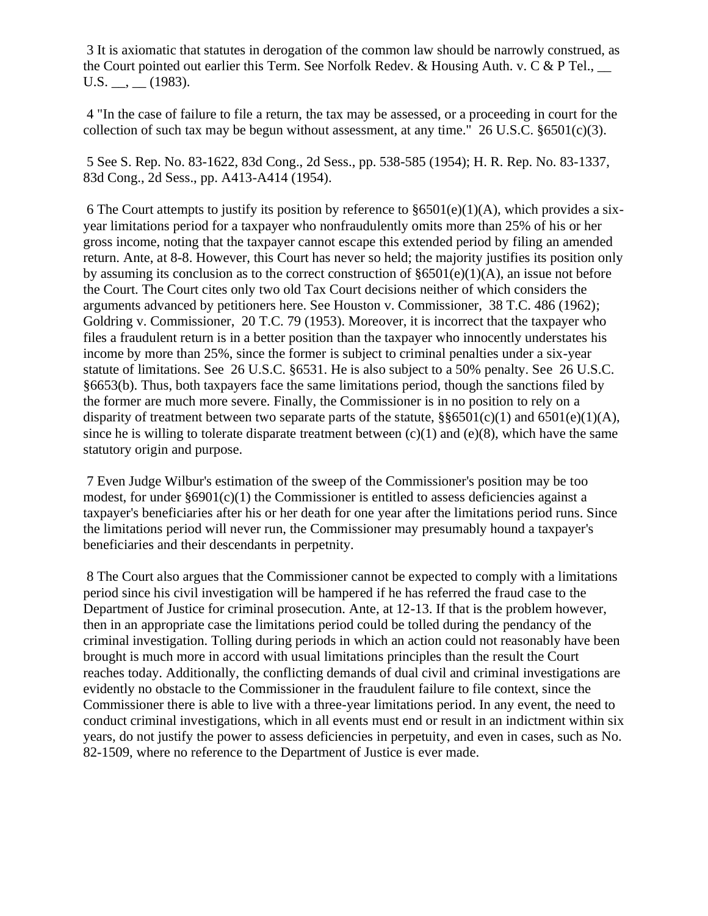3 It is axiomatic that statutes in derogation of the common law should be narrowly construed, as the Court pointed out earlier this Term. See Norfolk Redev. & Housing Auth. v. C & P Tel., __ U.S. __, __ (1983).

4 "In the case of failure to file a return, the tax may be assessed, or a proceeding in court for the collection of such tax may be begun without assessment, at any time." 26 U.S.C. §6501(c)(3).

5 See S. Rep. No. 83-1622, 83d Cong., 2d Sess., pp. 538-585 (1954); H. R. Rep. No. 83-1337, 83d Cong., 2d Sess., pp. A413-A414 (1954).

6 The Court attempts to justify its position by reference to §6501(e)(1)(A), which provides a six-year limitations period for a taxpayer who nonfraudulently omits more than 25% of his or her gross income, noting that the taxpayer cannot escape this extended period by filing an amended return. Ante, at 8-8. However, this Court has never so held; the majority justifies its position only by assuming its conclusion as to the correct construction of §6501(e)(1)(A), an issue not before the Court. The Court cites only two old Tax Court decisions neither of which considers the arguments advanced by petitioners here. See Houston v. Commissioner, 38 T.C. 486 (1962); Goldring v. Commissioner, 20 T.C. 79 (1953). Moreover, it is incorrect that the taxpayer who files a fraudulent return is in a better position than the taxpayer who innocently understates his income by more than 25%, since the former is subject to criminal penalties under a six-year statute of limitations. See 26 U.S.C. §6531. He is also subject to a 50% penalty. See 26 U.S.C. §6653(b). Thus, both taxpayers face the same limitations period, though the sanctions filed by the former are much more severe. Finally, the Commissioner is in no position to rely on a disparity of treatment between two separate parts of the statute, §§6501(c)(1) and 6501(e)(1)(A), since he is willing to tolerate disparate treatment between (c)(1) and (e)(8), which have the same statutory origin and purpose.

7 Even Judge Wilbur's estimation of the sweep of the Commissioner's position may be too modest, for under §6901(c)(1) the Commissioner is entitled to assess deficiencies against a taxpayer's beneficiaries after his or her death for one year after the limitations period runs. Since the limitations period will never run, the Commissioner may presumably hound a taxpayer's beneficiaries and their descendants in perpetnity.

8 The Court also argues that the Commissioner cannot be expected to comply with a limitations period since his civil investigation will be hampered if he has referred the fraud case to the Department of Justice for criminal prosecution. Ante, at 12-13. If that is the problem however, then in an appropriate case the limitations period could be tolled during the pendancy of the criminal investigation. Tolling during periods in which an action could not reasonably have been brought is much more in accord with usual limitations principles than the result the Court reaches today. Additionally, the conflicting demands of dual civil and criminal investigations are evidently no obstacle to the Commissioner in the fraudulent failure to file context, since the Commissioner there is able to live with a three-year limitations period. In any event, the need to conduct criminal investigations, which in all events must end or result in an indictment within six years, do not justify the power to assess deficiencies in perpetuity, and even in cases, such as No. 82-1509, where no reference to the Department of Justice is ever made.